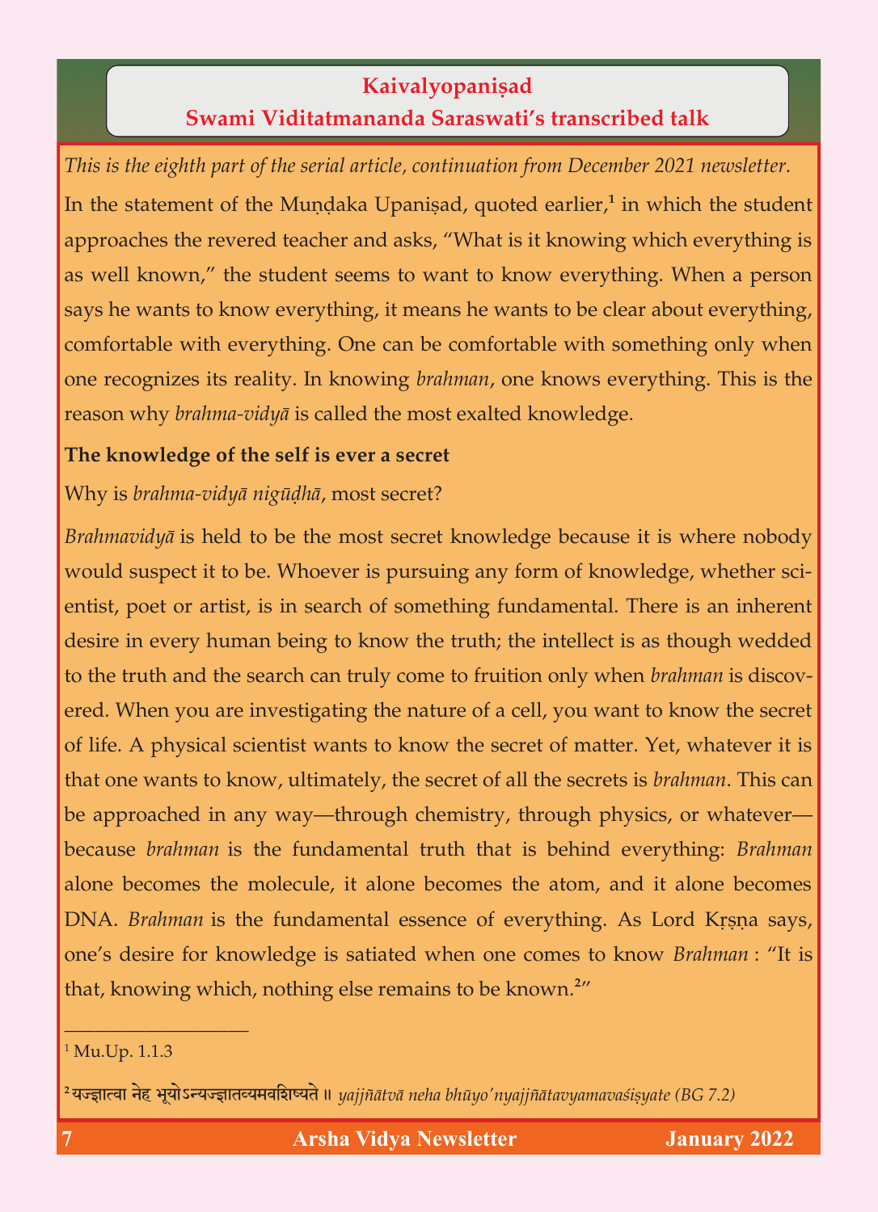# Kaivalyopaniṣad

## Swami Viditatmananda Saraswati's transcribed talk

*This is the eighth part of the serial article, continuation from December 2021 newsletter.*

In the statement of the Muṇḍaka Upaniṣad, quoted earlier,[1] in which the student approaches the revered teacher and asks, "What is it knowing which everything is as well known," the student seems to want to know everything. When a person says he wants to know everything, it means he wants to be clear about everything, comfortable with everything. One can be comfortable with something only when one recognizes its reality. In knowing *brahman*, one knows everything. This is the reason why *brahma-vidyā* is called the most exalted knowledge.

**The knowledge of the self is ever a secret**

Why is *brahma-vidyā nigūḍhā*, most secret?

*Brahmavidyā* is held to be the most secret knowledge because it is where nobody would suspect it to be. Whoever is pursuing any form of knowledge, whether scientist, poet or artist, is in search of something fundamental. There is an inherent desire in every human being to know the truth; the intellect is as though wedded to the truth and the search can truly come to fruition only when *brahman* is discovered. When you are investigating the nature of a cell, you want to know the secret of life. A physical scientist wants to know the secret of matter. Yet, whatever it is that one wants to know, ultimately, the secret of all the secrets is *brahman*. This can be approached in any way—through chemistry, through physics, or whatever—because *brahman* is the fundamental truth that is behind everything: *Brahman* alone becomes the molecule, it alone becomes the atom, and it alone becomes DNA. *Brahman* is the fundamental essence of everything. As Lord Kṛṣṇa says, one's desire for knowledge is satiated when one comes to know *Brahman* : "It is that, knowing which, nothing else remains to be known.[2]"

---

[1] Mu.Up. 1.1.3

[2] यज्ज्ञात्वा नेह भूयोऽन्यज्ज्ञातव्यमवशिष्यते ॥ *yajjñātvā neha bhūyo'nyajjñātavyamavaśiṣyate (BG 7.2)*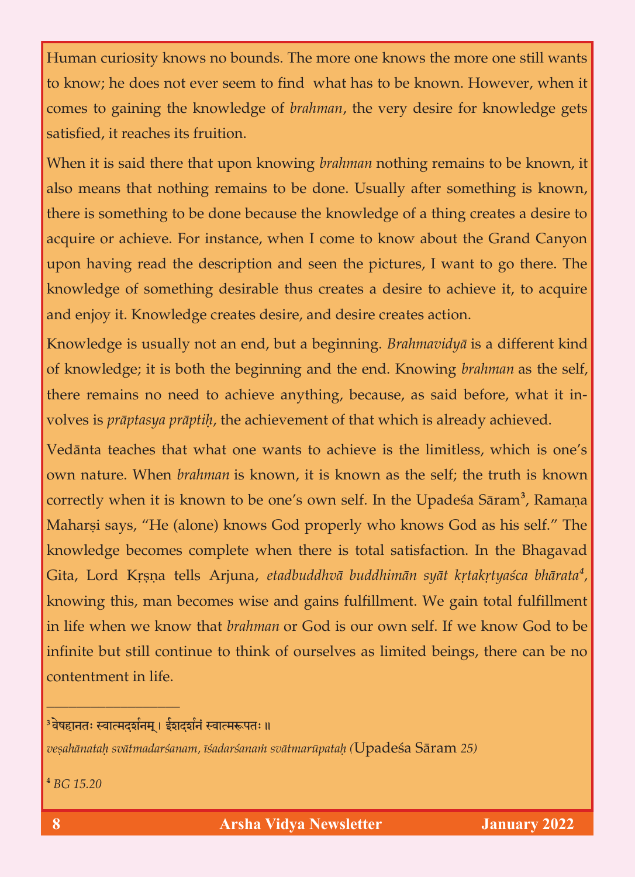Human curiosity knows no bounds. The more one knows the more one still wants to know; he does not ever seem to find what has to be known. However, when it comes to gaining the knowledge of *brahman*, the very desire for knowledge gets satisfied, it reaches its fruition.

When it is said there that upon knowing *brahman* nothing remains to be known, it also means that nothing remains to be done. Usually after something is known, there is something to be done because the knowledge of a thing creates a desire to acquire or achieve. For instance, when I come to know about the Grand Canyon upon having read the description and seen the pictures, I want to go there. The knowledge of something desirable thus creates a desire to achieve it, to acquire and enjoy it. Knowledge creates desire, and desire creates action.

Knowledge is usually not an end, but a beginning. *Brahmavidyā* is a different kind of knowledge; it is both the beginning and the end. Knowing *brahman* as the self, there remains no need to achieve anything, because, as said before, what it involves is *prāptasya prāptiḥ*, the achievement of that which is already achieved.

Vedānta teaches that what one wants to achieve is the limitless, which is one's own nature. When *brahman* is known, it is known as the self; the truth is known correctly when it is known to be one's own self. In the Upadeśa Sāram[3], Ramaṇa Maharṣi says, "He (alone) knows God properly who knows God as his self." The knowledge becomes complete when there is total satisfaction. In the Bhagavad Gita, Lord Kṛṣṇa tells Arjuna, *etadbuddhvā buddhimān syāt kṛtakṛtyaśca bhārata*[4], knowing this, man becomes wise and gains fulfillment. We gain total fulfillment in life when we know that *brahman* or God is our own self. If we know God to be infinite but still continue to think of ourselves as limited beings, there can be no contentment in life.

---

[3] वेषहानतः स्वात्मदर्शनम्। ईशदर्शनं स्वात्मरूपतः॥

*veṣahānataḥ svātmadarśanam, īśadarśanaṁ svātmarūpataḥ* (Upadeśa Sāram *25)*

[4] *BG 15.20*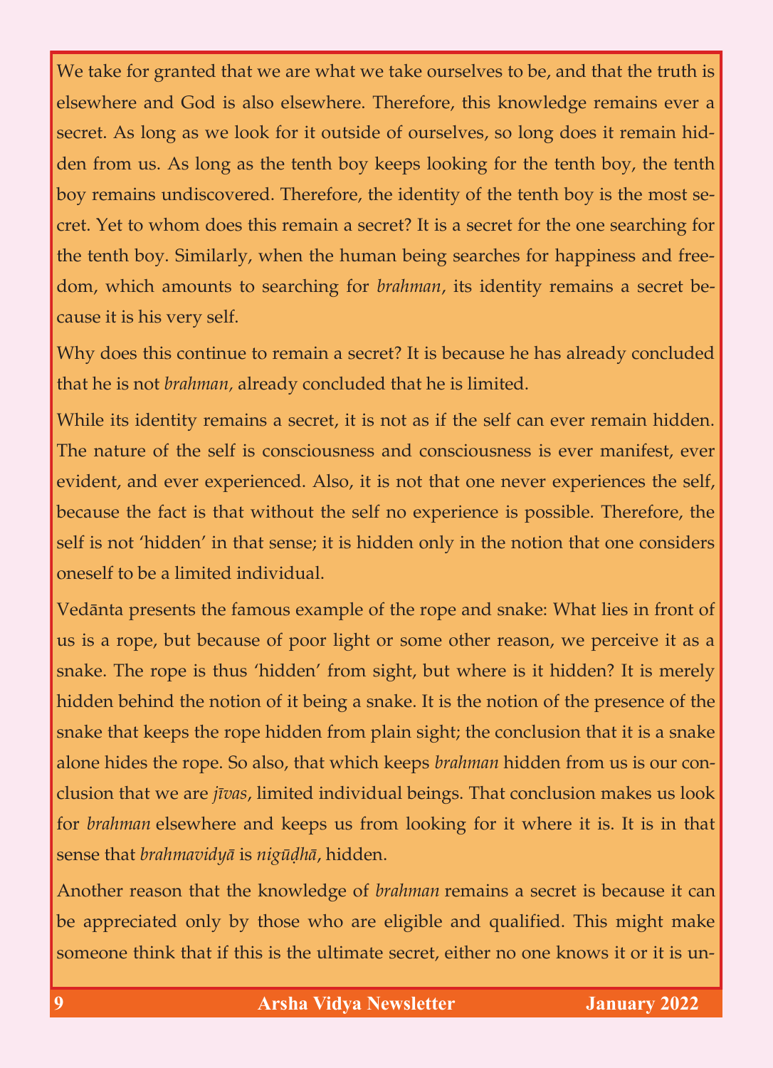We take for granted that we are what we take ourselves to be, and that the truth is elsewhere and God is also elsewhere. Therefore, this knowledge remains ever a secret. As long as we look for it outside of ourselves, so long does it remain hidden from us. As long as the tenth boy keeps looking for the tenth boy, the tenth boy remains undiscovered. Therefore, the identity of the tenth boy is the most secret. Yet to whom does this remain a secret? It is a secret for the one searching for the tenth boy. Similarly, when the human being searches for happiness and freedom, which amounts to searching for *brahman*, its identity remains a secret because it is his very self.

Why does this continue to remain a secret? It is because he has already concluded that he is not *brahman*, already concluded that he is limited.

While its identity remains a secret, it is not as if the self can ever remain hidden. The nature of the self is consciousness and consciousness is ever manifest, ever evident, and ever experienced. Also, it is not that one never experiences the self, because the fact is that without the self no experience is possible. Therefore, the self is not 'hidden' in that sense; it is hidden only in the notion that one considers oneself to be a limited individual.

Vedānta presents the famous example of the rope and snake: What lies in front of us is a rope, but because of poor light or some other reason, we perceive it as a snake. The rope is thus 'hidden' from sight, but where is it hidden? It is merely hidden behind the notion of it being a snake. It is the notion of the presence of the snake that keeps the rope hidden from plain sight; the conclusion that it is a snake alone hides the rope. So also, that which keeps *brahman* hidden from us is our conclusion that we are *jīvas*, limited individual beings. That conclusion makes us look for *brahman* elsewhere and keeps us from looking for it where it is. It is in that sense that *brahmavidyā* is *nigūḍhā*, hidden.

Another reason that the knowledge of *brahman* remains a secret is because it can be appreciated only by those who are eligible and qualified. This might make someone think that if this is the ultimate secret, either no one knows it or it is un-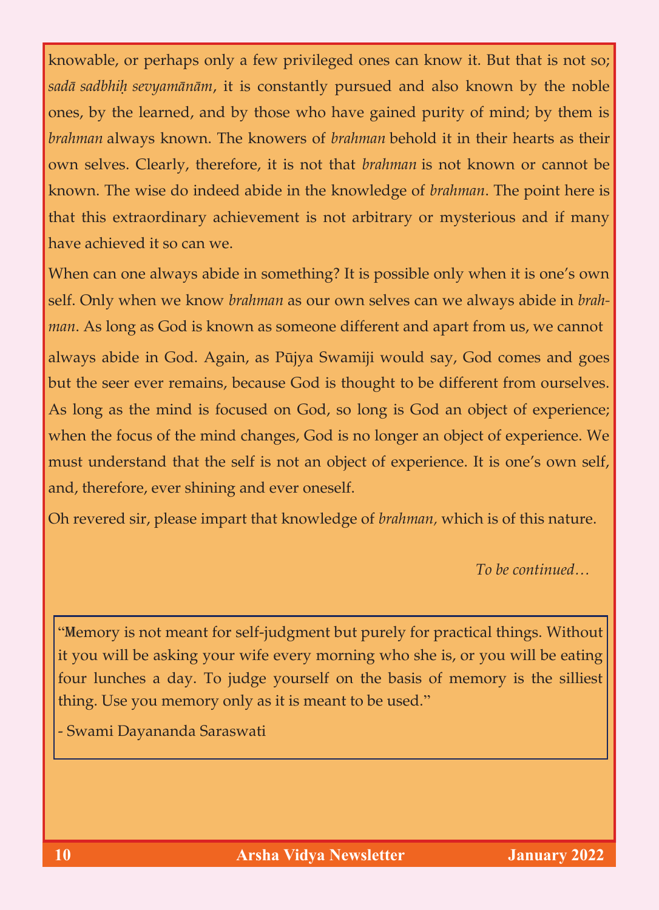knowable, or perhaps only a few privileged ones can know it. But that is not so; *sadā sadbhiḥ sevyamānām*, it is constantly pursued and also known by the noble ones, by the learned, and by those who have gained purity of mind; by them is *brahman* always known. The knowers of *brahman* behold it in their hearts as their own selves. Clearly, therefore, it is not that *brahman* is not known or cannot be known. The wise do indeed abide in the knowledge of *brahman*. The point here is that this extraordinary achievement is not arbitrary or mysterious and if many have achieved it so can we.

When can one always abide in something? It is possible only when it is one's own self. Only when we know *brahman* as our own selves can we always abide in *brahman*. As long as God is known as someone different and apart from us, we cannot always abide in God. Again, as Pūjya Swamiji would say, God comes and goes but the seer ever remains, because God is thought to be different from ourselves. As long as the mind is focused on God, so long is God an object of experience; when the focus of the mind changes, God is no longer an object of experience. We must understand that the self is not an object of experience. It is one's own self, and, therefore, ever shining and ever oneself.

Oh revered sir, please impart that knowledge of *brahman,* which is of this nature.

*To be continued…*

"Memory is not meant for self-judgment but purely for practical things. Without it you will be asking your wife every morning who she is, or you will be eating four lunches a day. To judge yourself on the basis of memory is the silliest thing. Use you memory only as it is meant to be used."

- Swami Dayananda Saraswati